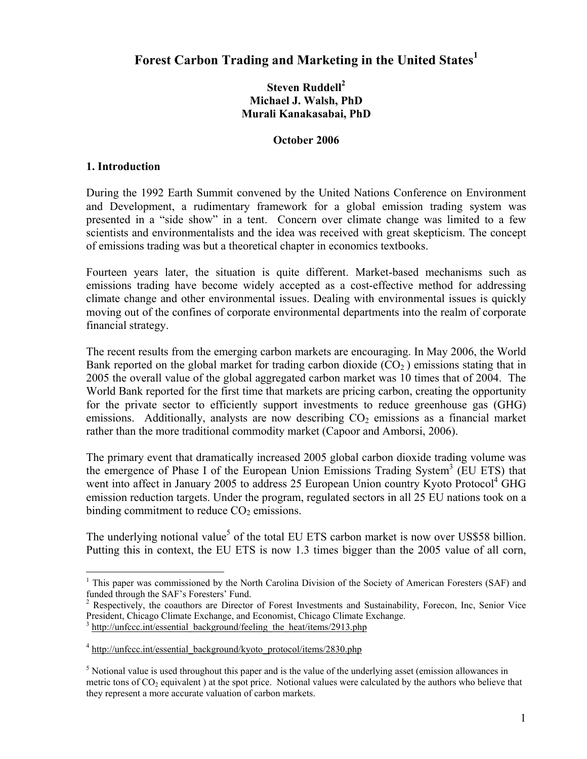# Forest Carbon Trading and Marketing in the United States[1]

**Steven Ruddell[2]**
**Michael J. Walsh, PhD**
**Murali Kanakasabai, PhD**

**October 2006**

## 1. Introduction

During the 1992 Earth Summit convened by the United Nations Conference on Environment and Development, a rudimentary framework for a global emission trading system was presented in a "side show" in a tent. Concern over climate change was limited to a few scientists and environmentalists and the idea was received with great skepticism. The concept of emissions trading was but a theoretical chapter in economics textbooks.

Fourteen years later, the situation is quite different. Market-based mechanisms such as emissions trading have become widely accepted as a cost-effective method for addressing climate change and other environmental issues. Dealing with environmental issues is quickly moving out of the confines of corporate environmental departments into the realm of corporate financial strategy.

The recent results from the emerging carbon markets are encouraging. In May 2006, the World Bank reported on the global market for trading carbon dioxide ($CO_2$) emissions stating that in 2005 the overall value of the global aggregated carbon market was 10 times that of 2004. The World Bank reported for the first time that markets are pricing carbon, creating the opportunity for the private sector to efficiently support investments to reduce greenhouse gas (GHG) emissions. Additionally, analysts are now describing $CO_2$ emissions as a financial market rather than the more traditional commodity market (Capoor and Amborsi, 2006).

The primary event that dramatically increased 2005 global carbon dioxide trading volume was the emergence of Phase I of the European Union Emissions Trading System[3] (EU ETS) that went into affect in January 2005 to address 25 European Union country Kyoto Protocol[4] GHG emission reduction targets. Under the program, regulated sectors in all 25 EU nations took on a binding commitment to reduce $CO_2$ emissions.

The underlying notional value[5] of the total EU ETS carbon market is now over US$58 billion. Putting this in context, the EU ETS is now 1.3 times bigger than the 2005 value of all corn,

---

[1] This paper was commissioned by the North Carolina Division of the Society of American Foresters (SAF) and funded through the SAF's Foresters' Fund.

[2] Respectively, the coauthors are Director of Forest Investments and Sustainability, Forecon, Inc, Senior Vice President, Chicago Climate Exchange, and Economist, Chicago Climate Exchange.

[3] http://unfccc.int/essential_background/feeling_the_heat/items/2913.php

[4] http://unfccc.int/essential_background/kyoto_protocol/items/2830.php

[5] Notional value is used throughout this paper and is the value of the underlying asset (emission allowances in metric tons of $CO_2$ equivalent ) at the spot price. Notional values were calculated by the authors who believe that they represent a more accurate valuation of carbon markets.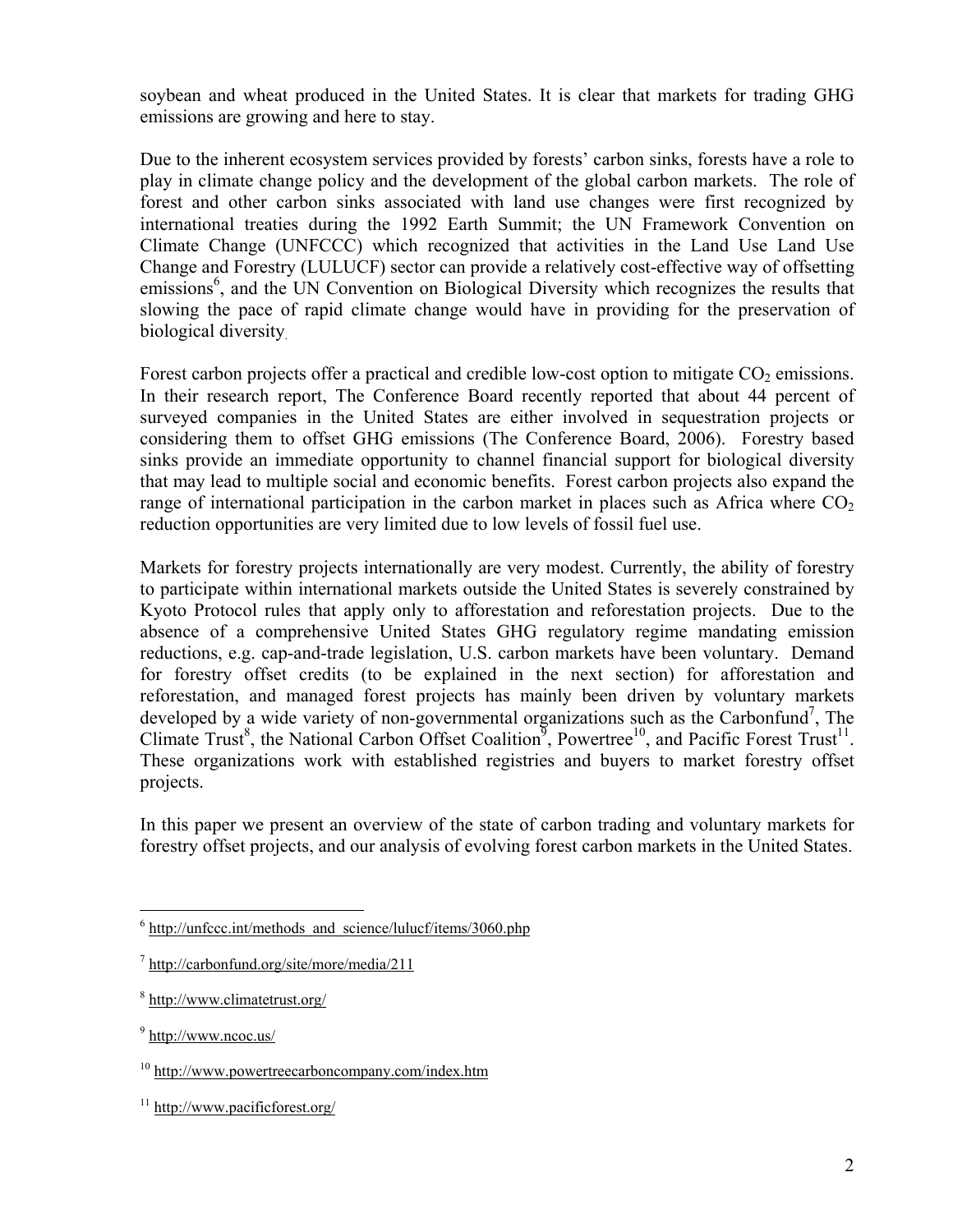soybean and wheat produced in the United States. It is clear that markets for trading GHG emissions are growing and here to stay.

Due to the inherent ecosystem services provided by forests' carbon sinks, forests have a role to play in climate change policy and the development of the global carbon markets. The role of forest and other carbon sinks associated with land use changes were first recognized by international treaties during the 1992 Earth Summit; the UN Framework Convention on Climate Change (UNFCCC) which recognized that activities in the Land Use Land Use Change and Forestry (LULUCF) sector can provide a relatively cost-effective way of offsetting emissions[6], and the UN Convention on Biological Diversity which recognizes the results that slowing the pace of rapid climate change would have in providing for the preservation of biological diversity.

Forest carbon projects offer a practical and credible low-cost option to mitigate $CO_2$ emissions. In their research report, The Conference Board recently reported that about 44 percent of surveyed companies in the United States are either involved in sequestration projects or considering them to offset GHG emissions (The Conference Board, 2006). Forestry based sinks provide an immediate opportunity to channel financial support for biological diversity that may lead to multiple social and economic benefits. Forest carbon projects also expand the range of international participation in the carbon market in places such as Africa where $CO_2$ reduction opportunities are very limited due to low levels of fossil fuel use.

Markets for forestry projects internationally are very modest. Currently, the ability of forestry to participate within international markets outside the United States is severely constrained by Kyoto Protocol rules that apply only to afforestation and reforestation projects. Due to the absence of a comprehensive United States GHG regulatory regime mandating emission reductions, e.g. cap-and-trade legislation, U.S. carbon markets have been voluntary. Demand for forestry offset credits (to be explained in the next section) for afforestation and reforestation, and managed forest projects has mainly been driven by voluntary markets developed by a wide variety of non-governmental organizations such as the Carbonfund[7], The Climate Trust[8], the National Carbon Offset Coalition[9], Powertree[10], and Pacific Forest Trust[11]. These organizations work with established registries and buyers to market forestry offset projects.

In this paper we present an overview of the state of carbon trading and voluntary markets for forestry offset projects, and our analysis of evolving forest carbon markets in the United States.

---

[6] http://unfccc.int/methods_and_science/lulucf/items/3060.php

[7] http://carbonfund.org/site/more/media/211

[8] http://www.climatetrust.org/

[9] http://www.ncoc.us/

[10] http://www.powertreecarboncompany.com/index.htm

[11] http://www.pacificforest.org/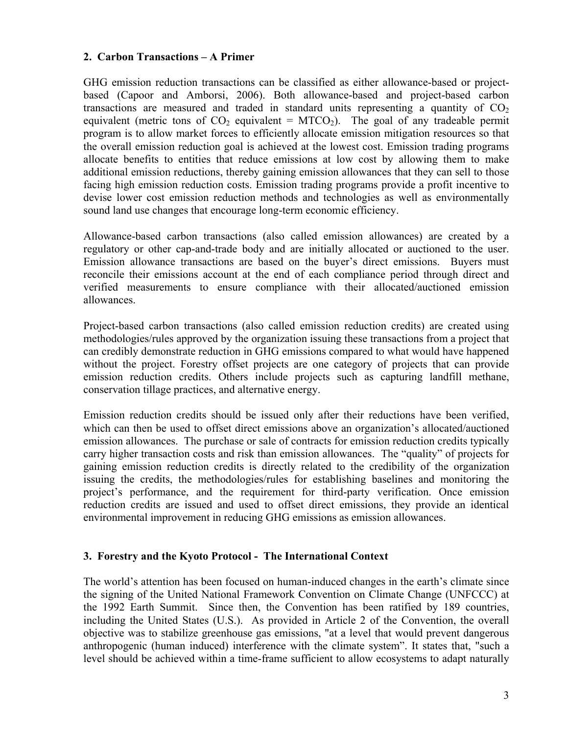## 2. Carbon Transactions – A Primer

GHG emission reduction transactions can be classified as either allowance-based or project-based (Capoor and Amborsi, 2006). Both allowance-based and project-based carbon transactions are measured and traded in standard units representing a quantity of $CO_2$ equivalent (metric tons of $CO_2$ equivalent = $MTCO_2$). The goal of any tradeable permit program is to allow market forces to efficiently allocate emission mitigation resources so that the overall emission reduction goal is achieved at the lowest cost. Emission trading programs allocate benefits to entities that reduce emissions at low cost by allowing them to make additional emission reductions, thereby gaining emission allowances that they can sell to those facing high emission reduction costs. Emission trading programs provide a profit incentive to devise lower cost emission reduction methods and technologies as well as environmentally sound land use changes that encourage long-term economic efficiency.

Allowance-based carbon transactions (also called emission allowances) are created by a regulatory or other cap-and-trade body and are initially allocated or auctioned to the user. Emission allowance transactions are based on the buyer's direct emissions. Buyers must reconcile their emissions account at the end of each compliance period through direct and verified measurements to ensure compliance with their allocated/auctioned emission allowances.

Project-based carbon transactions (also called emission reduction credits) are created using methodologies/rules approved by the organization issuing these transactions from a project that can credibly demonstrate reduction in GHG emissions compared to what would have happened without the project. Forestry offset projects are one category of projects that can provide emission reduction credits. Others include projects such as capturing landfill methane, conservation tillage practices, and alternative energy.

Emission reduction credits should be issued only after their reductions have been verified, which can then be used to offset direct emissions above an organization's allocated/auctioned emission allowances. The purchase or sale of contracts for emission reduction credits typically carry higher transaction costs and risk than emission allowances. The "quality" of projects for gaining emission reduction credits is directly related to the credibility of the organization issuing the credits, the methodologies/rules for establishing baselines and monitoring the project's performance, and the requirement for third-party verification. Once emission reduction credits are issued and used to offset direct emissions, they provide an identical environmental improvement in reducing GHG emissions as emission allowances.

## 3. Forestry and the Kyoto Protocol - The International Context

The world's attention has been focused on human-induced changes in the earth's climate since the signing of the United National Framework Convention on Climate Change (UNFCCC) at the 1992 Earth Summit. Since then, the Convention has been ratified by 189 countries, including the United States (U.S.). As provided in Article 2 of the Convention, the overall objective was to stabilize greenhouse gas emissions, "at a level that would prevent dangerous anthropogenic (human induced) interference with the climate system". It states that, "such a level should be achieved within a time-frame sufficient to allow ecosystems to adapt naturally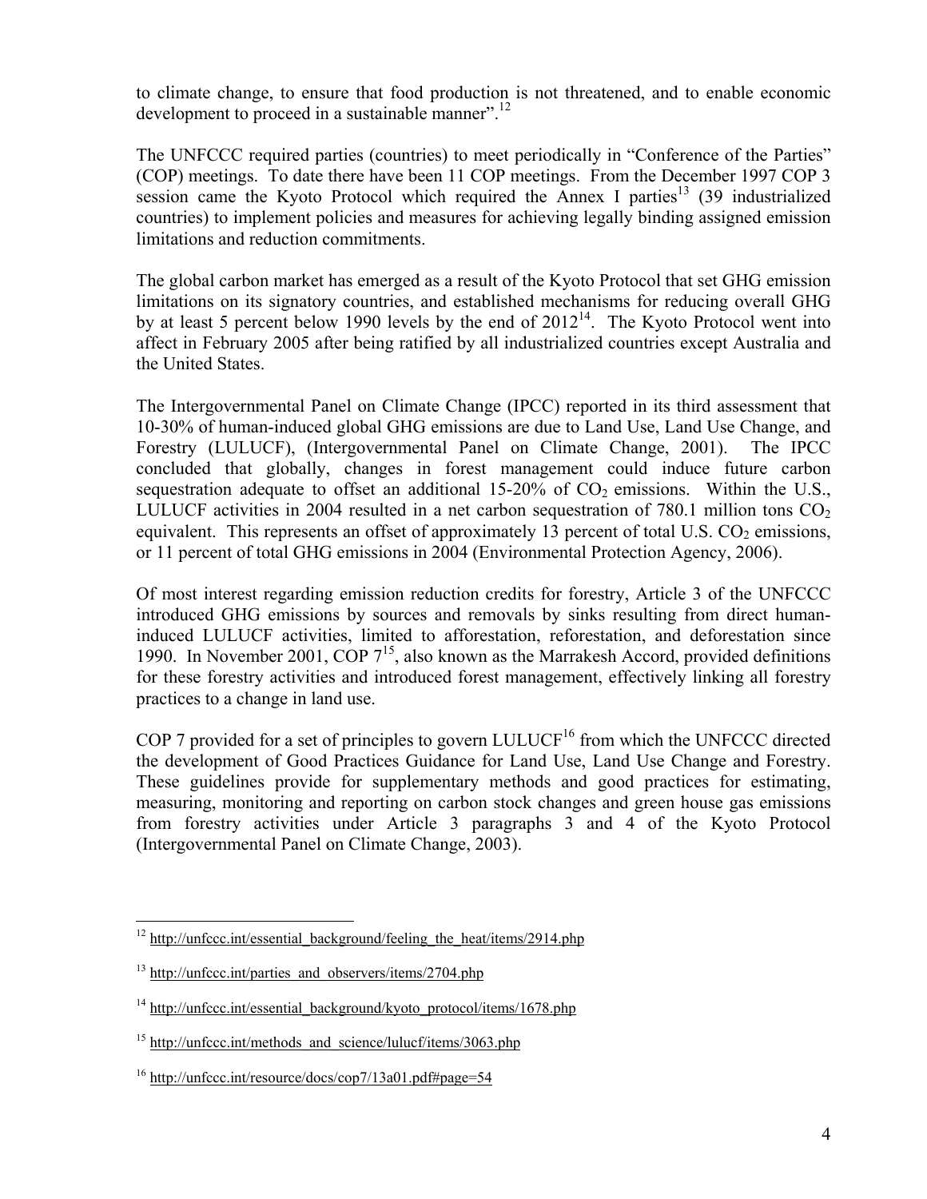to climate change, to ensure that food production is not threatened, and to enable economic development to proceed in a sustainable manner".[12]

The UNFCCC required parties (countries) to meet periodically in "Conference of the Parties" (COP) meetings. To date there have been 11 COP meetings. From the December 1997 COP 3 session came the Kyoto Protocol which required the Annex I parties[13] (39 industrialized countries) to implement policies and measures for achieving legally binding assigned emission limitations and reduction commitments.

The global carbon market has emerged as a result of the Kyoto Protocol that set GHG emission limitations on its signatory countries, and established mechanisms for reducing overall GHG by at least 5 percent below 1990 levels by the end of 2012[14]. The Kyoto Protocol went into affect in February 2005 after being ratified by all industrialized countries except Australia and the United States.

The Intergovernmental Panel on Climate Change (IPCC) reported in its third assessment that 10-30% of human-induced global GHG emissions are due to Land Use, Land Use Change, and Forestry (LULUCF), (Intergovernmental Panel on Climate Change, 2001). The IPCC concluded that globally, changes in forest management could induce future carbon sequestration adequate to offset an additional 15-20% of $CO_2$ emissions. Within the U.S., LULUCF activities in 2004 resulted in a net carbon sequestration of 780.1 million tons $CO_2$ equivalent. This represents an offset of approximately 13 percent of total U.S. $CO_2$ emissions, or 11 percent of total GHG emissions in 2004 (Environmental Protection Agency, 2006).

Of most interest regarding emission reduction credits for forestry, Article 3 of the UNFCCC introduced GHG emissions by sources and removals by sinks resulting from direct human-induced LULUCF activities, limited to afforestation, reforestation, and deforestation since 1990. In November 2001, COP 7[15], also known as the Marrakesh Accord, provided definitions for these forestry activities and introduced forest management, effectively linking all forestry practices to a change in land use.

COP 7 provided for a set of principles to govern LULUCF[16] from which the UNFCCC directed the development of Good Practices Guidance for Land Use, Land Use Change and Forestry. These guidelines provide for supplementary methods and good practices for estimating, measuring, monitoring and reporting on carbon stock changes and green house gas emissions from forestry activities under Article 3 paragraphs 3 and 4 of the Kyoto Protocol (Intergovernmental Panel on Climate Change, 2003).

---

[12] http://unfccc.int/essential_background/feeling_the_heat/items/2914.php

[13] http://unfccc.int/parties_and_observers/items/2704.php

[14] http://unfccc.int/essential_background/kyoto_protocol/items/1678.php

[15] http://unfccc.int/methods_and_science/lulucf/items/3063.php

[16] http://unfccc.int/resource/docs/cop7/13a01.pdf#page=54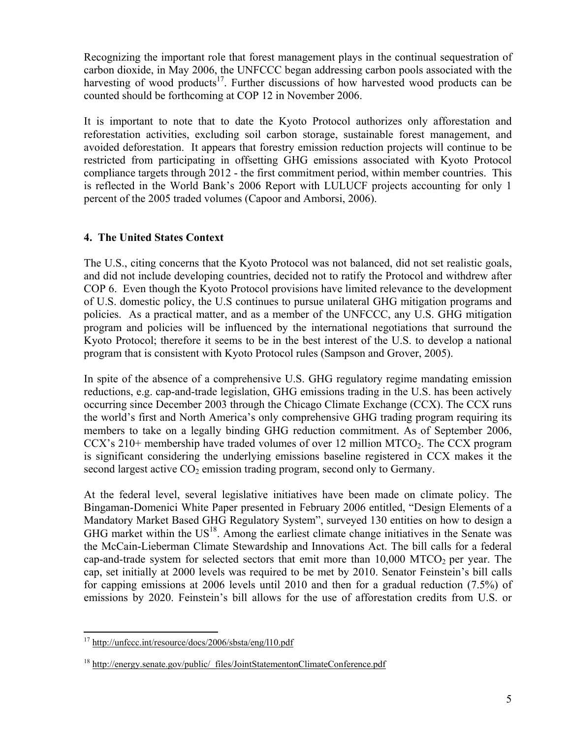Recognizing the important role that forest management plays in the continual sequestration of carbon dioxide, in May 2006, the UNFCCC began addressing carbon pools associated with the harvesting of wood products[17]. Further discussions of how harvested wood products can be counted should be forthcoming at COP 12 in November 2006.

It is important to note that to date the Kyoto Protocol authorizes only afforestation and reforestation activities, excluding soil carbon storage, sustainable forest management, and avoided deforestation. It appears that forestry emission reduction projects will continue to be restricted from participating in offsetting GHG emissions associated with Kyoto Protocol compliance targets through 2012 - the first commitment period, within member countries. This is reflected in the World Bank's 2006 Report with LULUCF projects accounting for only 1 percent of the 2005 traded volumes (Capoor and Amborsi, 2006).

## 4. The United States Context

The U.S., citing concerns that the Kyoto Protocol was not balanced, did not set realistic goals, and did not include developing countries, decided not to ratify the Protocol and withdrew after COP 6. Even though the Kyoto Protocol provisions have limited relevance to the development of U.S. domestic policy, the U.S continues to pursue unilateral GHG mitigation programs and policies. As a practical matter, and as a member of the UNFCCC, any U.S. GHG mitigation program and policies will be influenced by the international negotiations that surround the Kyoto Protocol; therefore it seems to be in the best interest of the U.S. to develop a national program that is consistent with Kyoto Protocol rules (Sampson and Grover, 2005).

In spite of the absence of a comprehensive U.S. GHG regulatory regime mandating emission reductions, e.g. cap-and-trade legislation, GHG emissions trading in the U.S. has been actively occurring since December 2003 through the Chicago Climate Exchange (CCX). The CCX runs the world's first and North America's only comprehensive GHG trading program requiring its members to take on a legally binding GHG reduction commitment. As of September 2006, CCX's 210+ membership have traded volumes of over 12 million $MTCO_2$. The CCX program is significant considering the underlying emissions baseline registered in CCX makes it the second largest active $CO_2$ emission trading program, second only to Germany.

At the federal level, several legislative initiatives have been made on climate policy. The Bingaman-Domenici White Paper presented in February 2006 entitled, "Design Elements of a Mandatory Market Based GHG Regulatory System", surveyed 130 entities on how to design a GHG market within the US[18]. Among the earliest climate change initiatives in the Senate was the McCain-Lieberman Climate Stewardship and Innovations Act. The bill calls for a federal cap-and-trade system for selected sectors that emit more than 10,000 $MTCO_2$ per year. The cap, set initially at 2000 levels was required to be met by 2010. Senator Feinstein's bill calls for capping emissions at 2006 levels until 2010 and then for a gradual reduction (7.5%) of emissions by 2020. Feinstein's bill allows for the use of afforestation credits from U.S. or

[17] http://unfccc.int/resource/docs/2006/sbsta/eng/l10.pdf

[18] http://energy.senate.gov/public/_files/JointStatementonClimateConference.pdf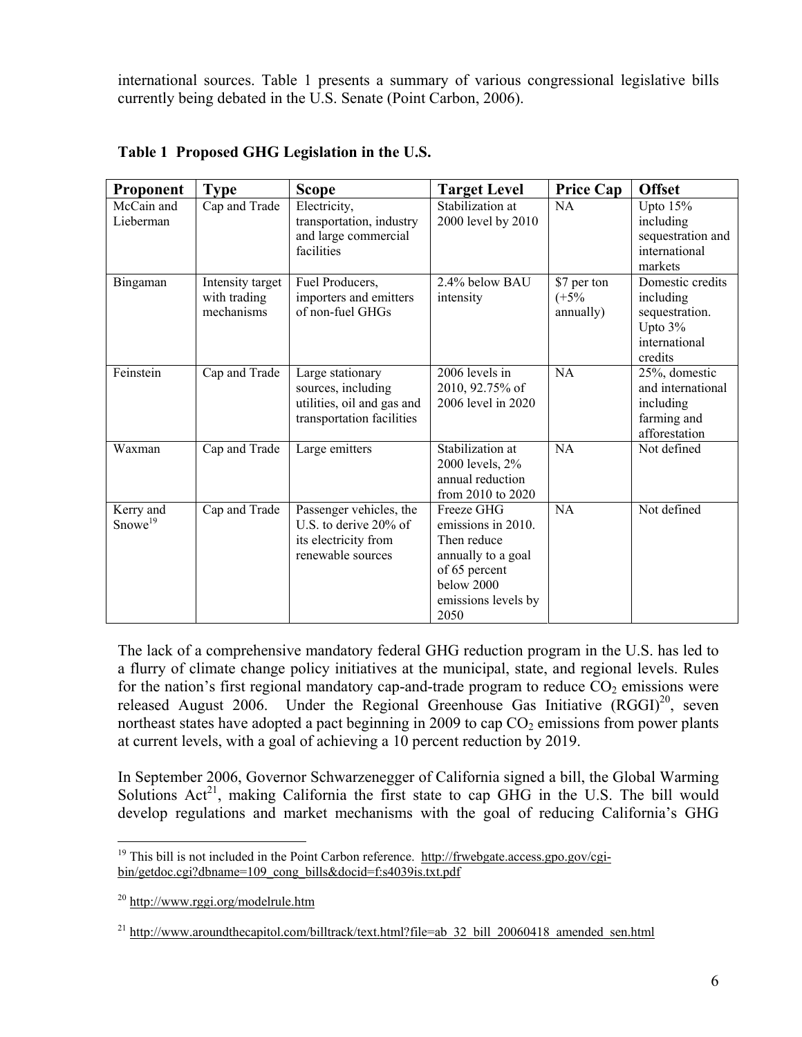international sources. Table 1 presents a summary of various congressional legislative bills currently being debated in the U.S. Senate (Point Carbon, 2006).

**Table 1 Proposed GHG Legislation in the U.S.**

| Proponent | Type | Scope | Target Level | Price Cap | Offset |
|---|---|---|---|---|---|
| McCain and Lieberman | Cap and Trade | Electricity, transportation, industry and large commercial facilities | Stabilization at 2000 level by 2010 | NA | Upto 15% including sequestration and international markets |
| Bingaman | Intensity target with trading mechanisms | Fuel Producers, importers and emitters of non-fuel GHGs | 2.4% below BAU intensity | $7 per ton (+5% annually) | Domestic credits including sequestration. Upto 3% international credits |
| Feinstein | Cap and Trade | Large stationary sources, including utilities, oil and gas and transportation facilities | 2006 levels in 2010, 92.75% of 2006 level in 2020 | NA | 25%, domestic and international including farming and afforestation |
| Waxman | Cap and Trade | Large emitters | Stabilization at 2000 levels, 2% annual reduction from 2010 to 2020 | NA | Not defined |
| Kerry and Snowe[19] | Cap and Trade | Passenger vehicles, the U.S. to derive 20% of its electricity from renewable sources | Freeze GHG emissions in 2010. Then reduce annually to a goal of 65 percent below 2000 emissions levels by 2050 | NA | Not defined |

The lack of a comprehensive mandatory federal GHG reduction program in the U.S. has led to a flurry of climate change policy initiatives at the municipal, state, and regional levels. Rules for the nation's first regional mandatory cap-and-trade program to reduce $CO_2$ emissions were released August 2006. Under the Regional Greenhouse Gas Initiative (RGGI)[20], seven northeast states have adopted a pact beginning in 2009 to cap $CO_2$ emissions from power plants at current levels, with a goal of achieving a 10 percent reduction by 2019.

In September 2006, Governor Schwarzenegger of California signed a bill, the Global Warming Solutions Act[21], making California the first state to cap GHG in the U.S. The bill would develop regulations and market mechanisms with the goal of reducing California's GHG

[19] This bill is not included in the Point Carbon reference. http://frwebgate.access.gpo.gov/cgi-bin/getdoc.cgi?dbname=109_cong_bills&docid=f:s4039is.txt.pdf

[20] http://www.rggi.org/modelrule.htm

[21] http://www.aroundthecapitol.com/billtrack/text.html?file=ab_32_bill_20060418_amended_sen.html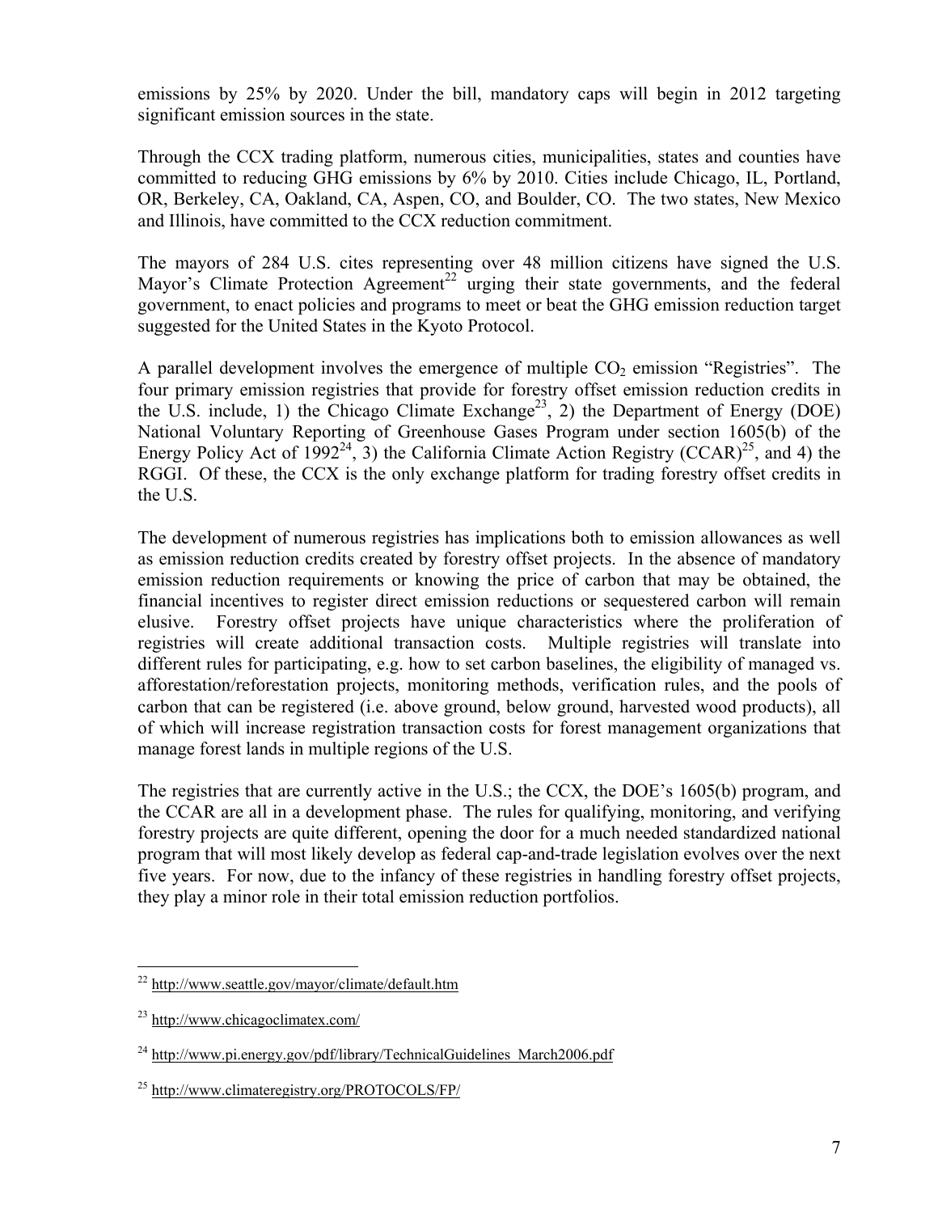emissions by 25% by 2020. Under the bill, mandatory caps will begin in 2012 targeting significant emission sources in the state.

Through the CCX trading platform, numerous cities, municipalities, states and counties have committed to reducing GHG emissions by 6% by 2010. Cities include Chicago, IL, Portland, OR, Berkeley, CA, Oakland, CA, Aspen, CO, and Boulder, CO. The two states, New Mexico and Illinois, have committed to the CCX reduction commitment.

The mayors of 284 U.S. cites representing over 48 million citizens have signed the U.S. Mayor's Climate Protection Agreement[22] urging their state governments, and the federal government, to enact policies and programs to meet or beat the GHG emission reduction target suggested for the United States in the Kyoto Protocol.

A parallel development involves the emergence of multiple $CO_2$ emission "Registries". The four primary emission registries that provide for forestry offset emission reduction credits in the U.S. include, 1) the Chicago Climate Exchange[23], 2) the Department of Energy (DOE) National Voluntary Reporting of Greenhouse Gases Program under section 1605(b) of the Energy Policy Act of 1992[24], 3) the California Climate Action Registry (CCAR)[25], and 4) the RGGI. Of these, the CCX is the only exchange platform for trading forestry offset credits in the U.S.

The development of numerous registries has implications both to emission allowances as well as emission reduction credits created by forestry offset projects. In the absence of mandatory emission reduction requirements or knowing the price of carbon that may be obtained, the financial incentives to register direct emission reductions or sequestered carbon will remain elusive. Forestry offset projects have unique characteristics where the proliferation of registries will create additional transaction costs. Multiple registries will translate into different rules for participating, e.g. how to set carbon baselines, the eligibility of managed vs. afforestation/reforestation projects, monitoring methods, verification rules, and the pools of carbon that can be registered (i.e. above ground, below ground, harvested wood products), all of which will increase registration transaction costs for forest management organizations that manage forest lands in multiple regions of the U.S.

The registries that are currently active in the U.S.; the CCX, the DOE's 1605(b) program, and the CCAR are all in a development phase. The rules for qualifying, monitoring, and verifying forestry projects are quite different, opening the door for a much needed standardized national program that will most likely develop as federal cap-and-trade legislation evolves over the next five years. For now, due to the infancy of these registries in handling forestry offset projects, they play a minor role in their total emission reduction portfolios.

---

[22] http://www.seattle.gov/mayor/climate/default.htm

[23] http://www.chicagoclimatex.com/

[24] http://www.pi.energy.gov/pdf/library/TechnicalGuidelines_March2006.pdf

[25] http://www.climateregistry.org/PROTOCOLS/FP/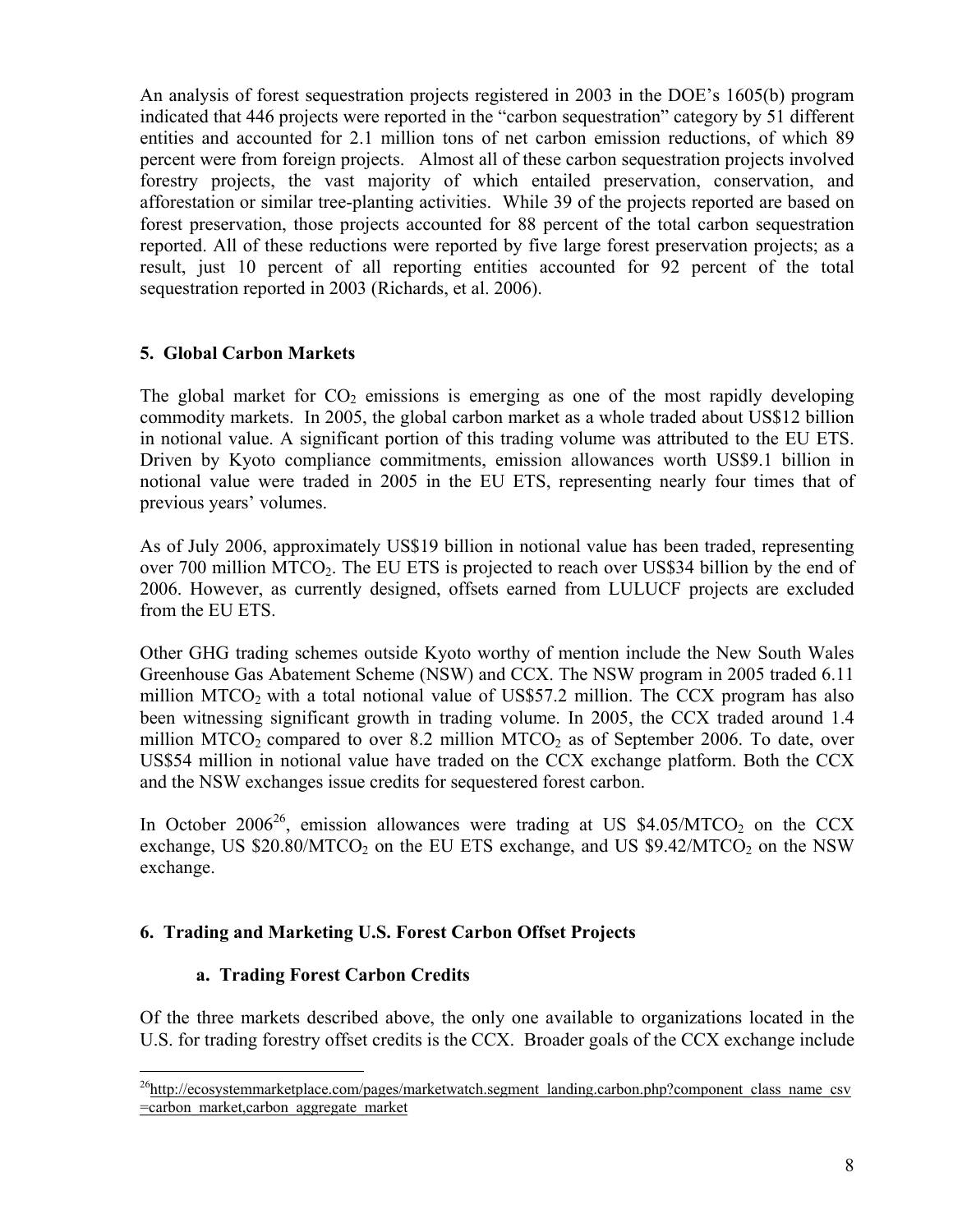An analysis of forest sequestration projects registered in 2003 in the DOE's 1605(b) program indicated that 446 projects were reported in the "carbon sequestration" category by 51 different entities and accounted for 2.1 million tons of net carbon emission reductions, of which 89 percent were from foreign projects. Almost all of these carbon sequestration projects involved forestry projects, the vast majority of which entailed preservation, conservation, and afforestation or similar tree-planting activities. While 39 of the projects reported are based on forest preservation, those projects accounted for 88 percent of the total carbon sequestration reported. All of these reductions were reported by five large forest preservation projects; as a result, just 10 percent of all reporting entities accounted for 92 percent of the total sequestration reported in 2003 (Richards, et al. 2006).

## 5. Global Carbon Markets

The global market for $CO_2$ emissions is emerging as one of the most rapidly developing commodity markets. In 2005, the global carbon market as a whole traded about US$12 billion in notional value. A significant portion of this trading volume was attributed to the EU ETS. Driven by Kyoto compliance commitments, emission allowances worth US$9.1 billion in notional value were traded in 2005 in the EU ETS, representing nearly four times that of previous years' volumes.

As of July 2006, approximately US$19 billion in notional value has been traded, representing over 700 million $MTCO_2$. The EU ETS is projected to reach over US$34 billion by the end of 2006. However, as currently designed, offsets earned from LULUCF projects are excluded from the EU ETS.

Other GHG trading schemes outside Kyoto worthy of mention include the New South Wales Greenhouse Gas Abatement Scheme (NSW) and CCX. The NSW program in 2005 traded 6.11 million $MTCO_2$ with a total notional value of US$57.2 million. The CCX program has also been witnessing significant growth in trading volume. In 2005, the CCX traded around 1.4 million $MTCO_2$ compared to over 8.2 million $MTCO_2$ as of September 2006. To date, over US$54 million in notional value have traded on the CCX exchange platform. Both the CCX and the NSW exchanges issue credits for sequestered forest carbon.

In October 2006[26], emission allowances were trading at US $4.05/$MTCO_2$ on the CCX exchange, US $20.80/$MTCO_2$ on the EU ETS exchange, and US $9.42/$MTCO_2$ on the NSW exchange.

## 6. Trading and Marketing U.S. Forest Carbon Offset Projects

### a. Trading Forest Carbon Credits

Of the three markets described above, the only one available to organizations located in the U.S. for trading forestry offset credits is the CCX. Broader goals of the CCX exchange include

[26] http://ecosystemmarketplace.com/pages/marketwatch.segment_landing.carbon.php?component_class_name_csv=carbon_market,carbon_aggregate_market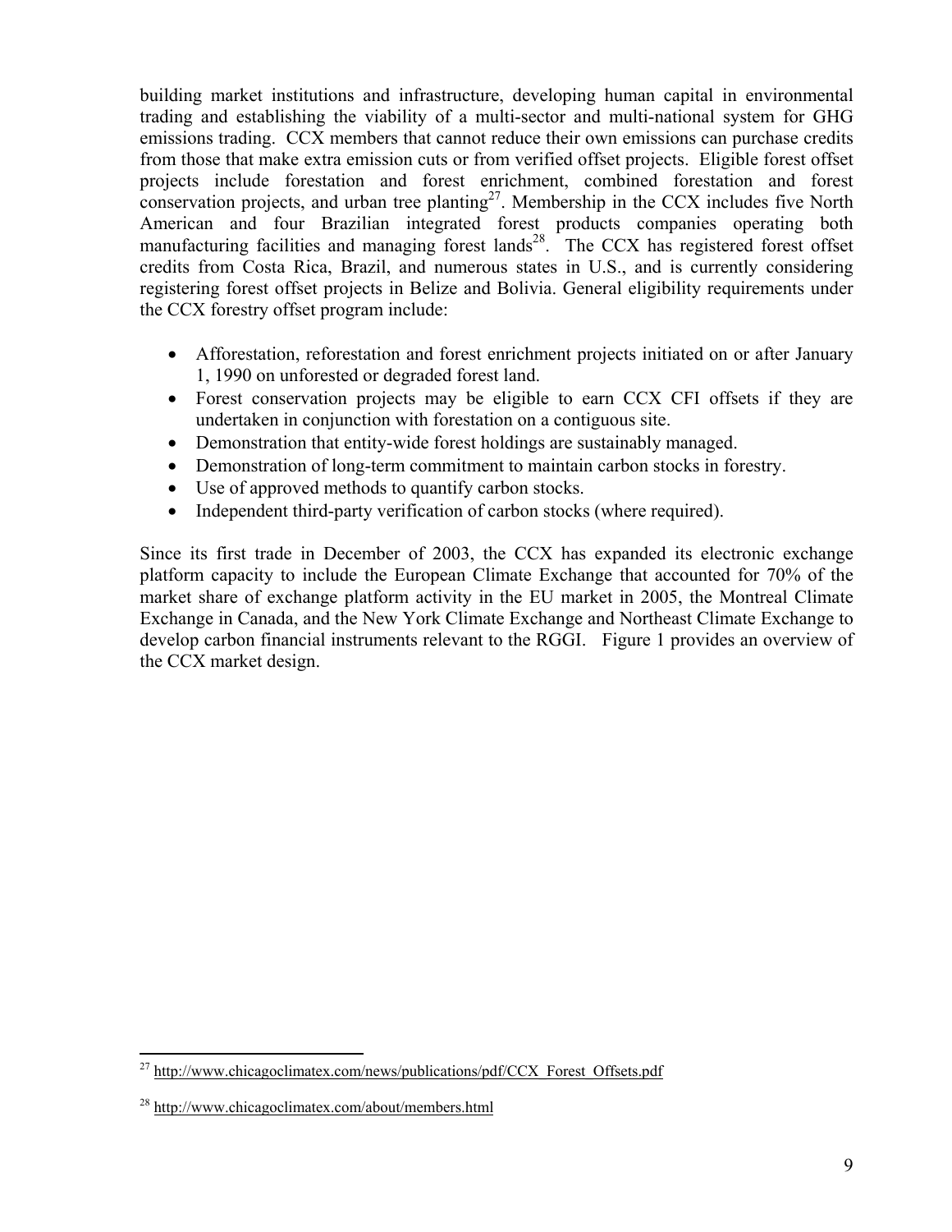building market institutions and infrastructure, developing human capital in environmental trading and establishing the viability of a multi-sector and multi-national system for GHG emissions trading. CCX members that cannot reduce their own emissions can purchase credits from those that make extra emission cuts or from verified offset projects. Eligible forest offset projects include forestation and forest enrichment, combined forestation and forest conservation projects, and urban tree planting[27]. Membership in the CCX includes five North American and four Brazilian integrated forest products companies operating both manufacturing facilities and managing forest lands[28]. The CCX has registered forest offset credits from Costa Rica, Brazil, and numerous states in U.S., and is currently considering registering forest offset projects in Belize and Bolivia. General eligibility requirements under the CCX forestry offset program include:

- Afforestation, reforestation and forest enrichment projects initiated on or after January 1, 1990 on unforested or degraded forest land.
- Forest conservation projects may be eligible to earn CCX CFI offsets if they are undertaken in conjunction with forestation on a contiguous site.
- Demonstration that entity-wide forest holdings are sustainably managed.
- Demonstration of long-term commitment to maintain carbon stocks in forestry.
- Use of approved methods to quantify carbon stocks.
- Independent third-party verification of carbon stocks (where required).

Since its first trade in December of 2003, the CCX has expanded its electronic exchange platform capacity to include the European Climate Exchange that accounted for 70% of the market share of exchange platform activity in the EU market in 2005, the Montreal Climate Exchange in Canada, and the New York Climate Exchange and Northeast Climate Exchange to develop carbon financial instruments relevant to the RGGI. Figure 1 provides an overview of the CCX market design.

[27] http://www.chicagoclimatex.com/news/publications/pdf/CCX_Forest_Offsets.pdf

[28] http://www.chicagoclimatex.com/about/members.html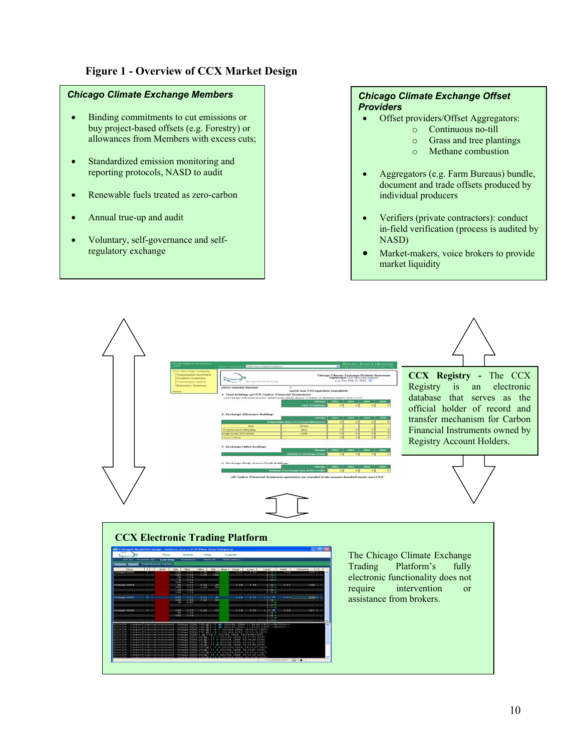**Figure 1 - Overview of CCX Market Design**

***Chicago Climate Exchange Members***

- Binding commitments to cut emissions or buy project-based offsets (e.g. Forestry) or allowances from Members with excess cuts;
- Standardized emission monitoring and reporting protocols, NASD to audit
- Renewable fuels treated as zero-carbon
- Annual true-up and audit
- Voluntary, self-governance and self-regulatory exchange

***Chicago Climate Exchange Offset Providers***

- Offset providers/Offset Aggregators:
  - Continuous no-till
  - Grass and tree plantings
  - Methane combustion
- Aggregators (e.g. Farm Bureaus) bundle, document and trade offsets produced by individual producers
- Verifiers (private contractors): conduct in-field verification (process is audited by NASD)
- Market-makers, voice brokers to provide market liquidity

**CCX Registry** - The CCX Registry is an electronic database that serves as the official holder of record and transfer mechanism for Carbon Financial Instruments owned by Registry Account Holders.

**CCX Electronic Trading Platform**

The Chicago Climate Exchange Trading Platform's fully electronic functionality does not require intervention or assistance from brokers.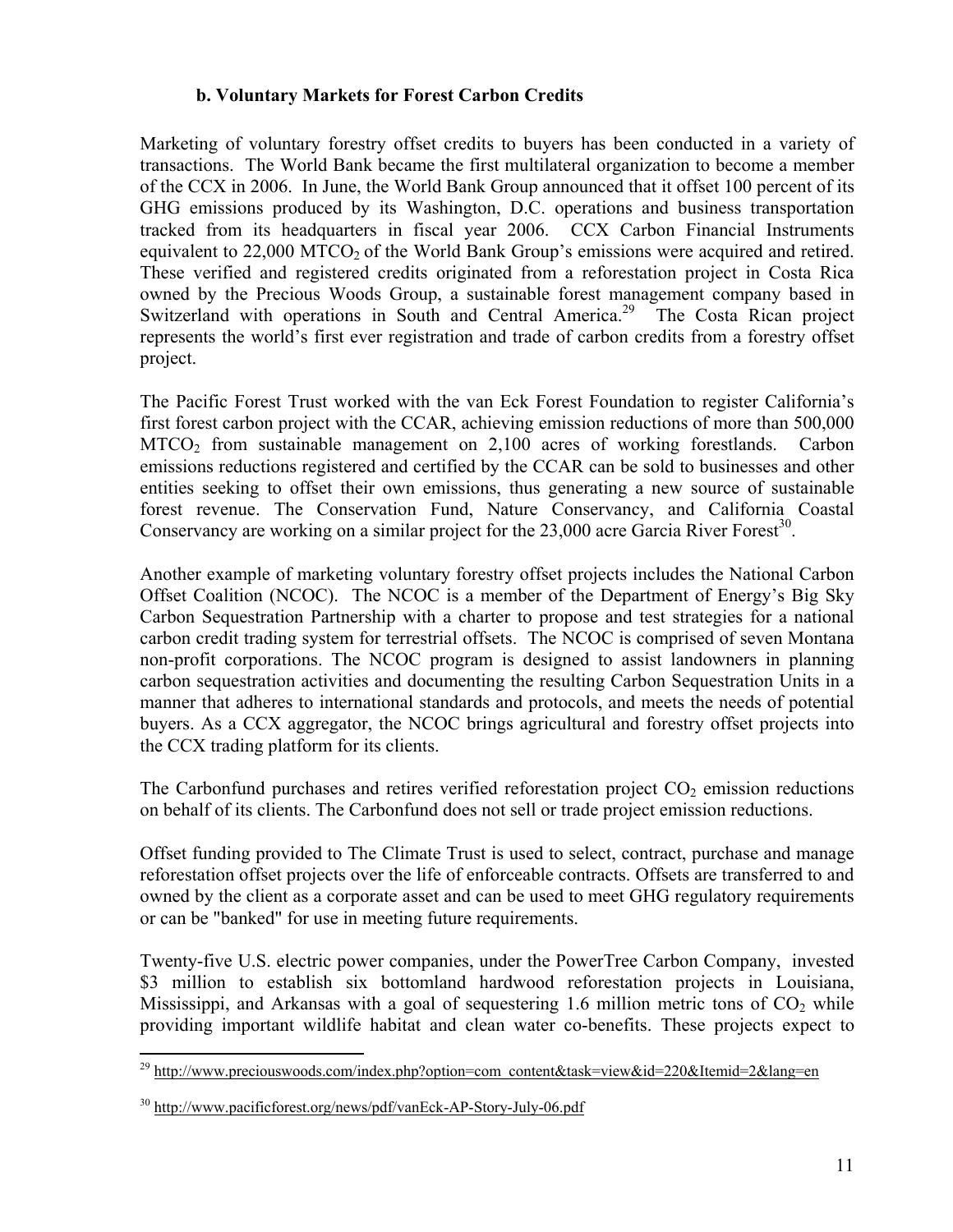### b. Voluntary Markets for Forest Carbon Credits

Marketing of voluntary forestry offset credits to buyers has been conducted in a variety of transactions. The World Bank became the first multilateral organization to become a member of the CCX in 2006. In June, the World Bank Group announced that it offset 100 percent of its GHG emissions produced by its Washington, D.C. operations and business transportation tracked from its headquarters in fiscal year 2006. CCX Carbon Financial Instruments equivalent to 22,000 $MTCO_2$ of the World Bank Group's emissions were acquired and retired. These verified and registered credits originated from a reforestation project in Costa Rica owned by the Precious Woods Group, a sustainable forest management company based in Switzerland with operations in South and Central America.[29] The Costa Rican project represents the world's first ever registration and trade of carbon credits from a forestry offset project.

The Pacific Forest Trust worked with the van Eck Forest Foundation to register California's first forest carbon project with the CCAR, achieving emission reductions of more than 500,000 $MTCO_2$ from sustainable management on 2,100 acres of working forestlands. Carbon emissions reductions registered and certified by the CCAR can be sold to businesses and other entities seeking to offset their own emissions, thus generating a new source of sustainable forest revenue. The Conservation Fund, Nature Conservancy, and California Coastal Conservancy are working on a similar project for the 23,000 acre Garcia River Forest[30].

Another example of marketing voluntary forestry offset projects includes the National Carbon Offset Coalition (NCOC). The NCOC is a member of the Department of Energy's Big Sky Carbon Sequestration Partnership with a charter to propose and test strategies for a national carbon credit trading system for terrestrial offsets. The NCOC is comprised of seven Montana non-profit corporations. The NCOC program is designed to assist landowners in planning carbon sequestration activities and documenting the resulting Carbon Sequestration Units in a manner that adheres to international standards and protocols, and meets the needs of potential buyers. As a CCX aggregator, the NCOC brings agricultural and forestry offset projects into the CCX trading platform for its clients.

The Carbonfund purchases and retires verified reforestation project $CO_2$ emission reductions on behalf of its clients. The Carbonfund does not sell or trade project emission reductions.

Offset funding provided to The Climate Trust is used to select, contract, purchase and manage reforestation offset projects over the life of enforceable contracts. Offsets are transferred to and owned by the client as a corporate asset and can be used to meet GHG regulatory requirements or can be "banked" for use in meeting future requirements.

Twenty-five U.S. electric power companies, under the PowerTree Carbon Company, invested \$3 million to establish six bottomland hardwood reforestation projects in Louisiana, Mississippi, and Arkansas with a goal of sequestering 1.6 million metric tons of $CO_2$ while providing important wildlife habitat and clean water co-benefits. These projects expect to

---

[29] http://www.preciouswoods.com/index.php?option=com_content&task=view&id=220&Itemid=2&lang=en

[30] http://www.pacificforest.org/news/pdf/vanEck-AP-Story-July-06.pdf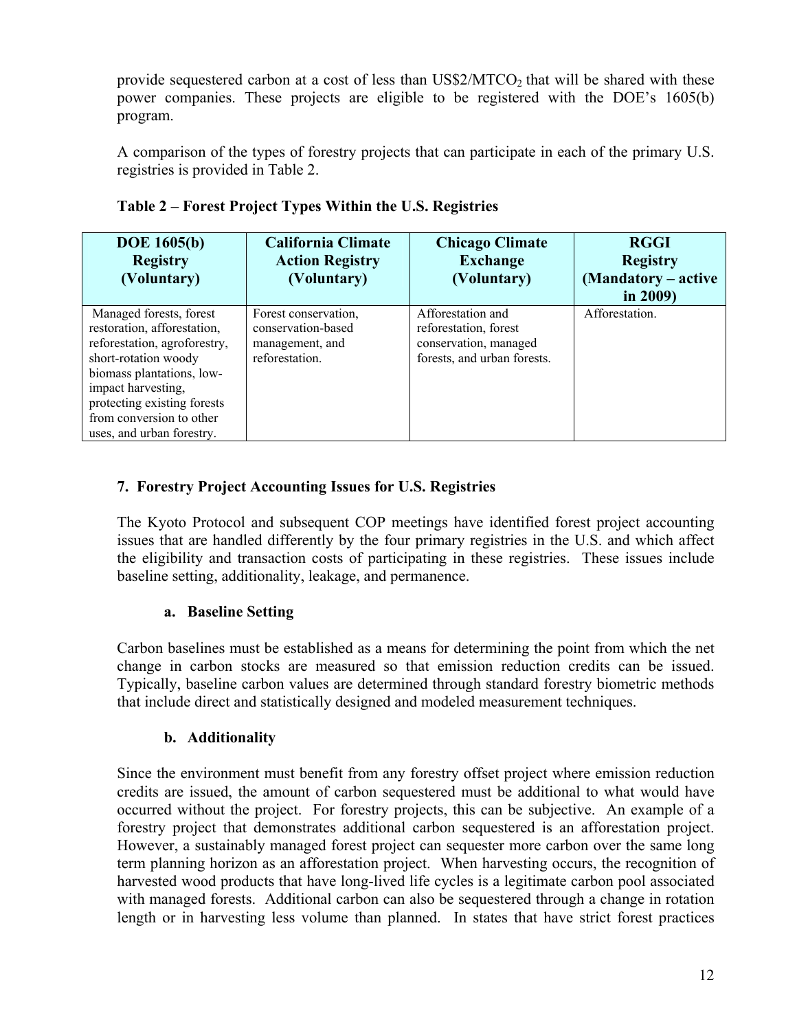provide sequestered carbon at a cost of less than US$2/MTCO$_2$ that will be shared with these power companies. These projects are eligible to be registered with the DOE's 1605(b) program.

A comparison of the types of forestry projects that can participate in each of the primary U.S. registries is provided in Table 2.

**Table 2 – Forest Project Types Within the U.S. Registries**

| DOE 1605(b) Registry (Voluntary) | California Climate Action Registry (Voluntary) | Chicago Climate Exchange (Voluntary) | RGGI Registry (Mandatory – active in 2009) |
|---|---|---|---|
| Managed forests, forest restoration, afforestation, reforestation, agroforestry, short-rotation woody biomass plantations, low-impact harvesting, protecting existing forests from conversion to other uses, and urban forestry. | Forest conservation, conservation-based management, and reforestation. | Afforestation and reforestation, forest conservation, managed forests, and urban forests. | Afforestation. |

### 7. Forestry Project Accounting Issues for U.S. Registries

The Kyoto Protocol and subsequent COP meetings have identified forest project accounting issues that are handled differently by the four primary registries in the U.S. and which affect the eligibility and transaction costs of participating in these registries. These issues include baseline setting, additionality, leakage, and permanence.

#### a. Baseline Setting

Carbon baselines must be established as a means for determining the point from which the net change in carbon stocks are measured so that emission reduction credits can be issued. Typically, baseline carbon values are determined through standard forestry biometric methods that include direct and statistically designed and modeled measurement techniques.

#### b. Additionality

Since the environment must benefit from any forestry offset project where emission reduction credits are issued, the amount of carbon sequestered must be additional to what would have occurred without the project. For forestry projects, this can be subjective. An example of a forestry project that demonstrates additional carbon sequestered is an afforestation project. However, a sustainably managed forest project can sequester more carbon over the same long term planning horizon as an afforestation project. When harvesting occurs, the recognition of harvested wood products that have long-lived life cycles is a legitimate carbon pool associated with managed forests. Additional carbon can also be sequestered through a change in rotation length or in harvesting less volume than planned. In states that have strict forest practices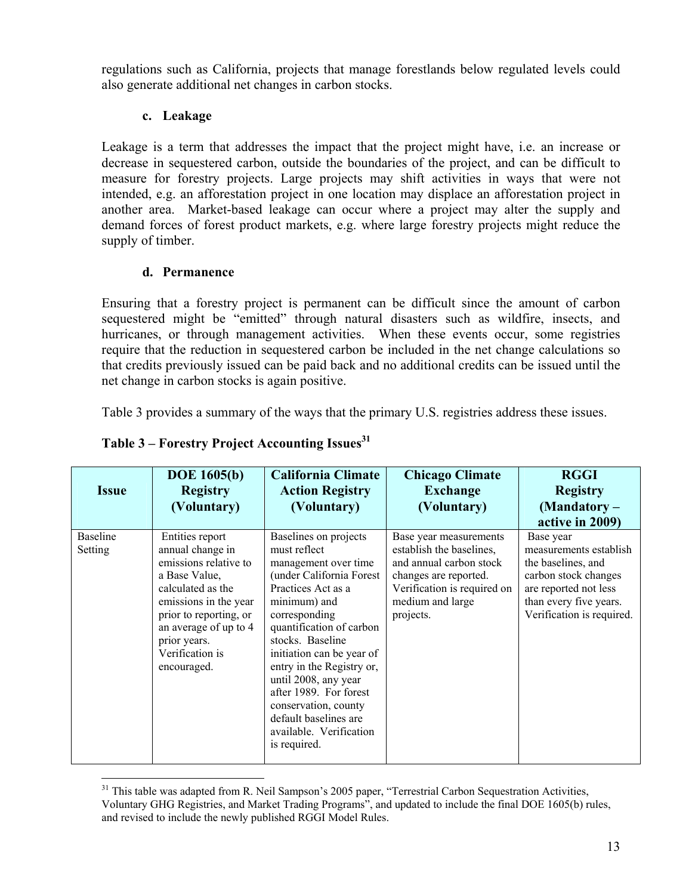regulations such as California, projects that manage forestlands below regulated levels could also generate additional net changes in carbon stocks.

#### c. Leakage

Leakage is a term that addresses the impact that the project might have, i.e. an increase or decrease in sequestered carbon, outside the boundaries of the project, and can be difficult to measure for forestry projects. Large projects may shift activities in ways that were not intended, e.g. an afforestation project in one location may displace an afforestation project in another area. Market-based leakage can occur where a project may alter the supply and demand forces of forest product markets, e.g. where large forestry projects might reduce the supply of timber.

#### d. Permanence

Ensuring that a forestry project is permanent can be difficult since the amount of carbon sequestered might be "emitted" through natural disasters such as wildfire, insects, and hurricanes, or through management activities. When these events occur, some registries require that the reduction in sequestered carbon be included in the net change calculations so that credits previously issued can be paid back and no additional credits can be issued until the net change in carbon stocks is again positive.

Table 3 provides a summary of the ways that the primary U.S. registries address these issues.

**Table 3 – Forestry Project Accounting Issues[31]**

| Issue | DOE 1605(b) Registry (Voluntary) | California Climate Action Registry (Voluntary) | Chicago Climate Exchange (Voluntary) | RGGI Registry (Mandatory – active in 2009) |
|---|---|---|---|---|
| Baseline Setting | Entities report annual change in emissions relative to a Base Value, calculated as the emissions in the year prior to reporting, or an average of up to 4 prior years. Verification is encouraged. | Baselines on projects must reflect management over time (under California Forest Practices Act as a minimum) and corresponding quantification of carbon stocks. Baseline initiation can be year of entry in the Registry or, until 2008, any year after 1989. For forest conservation, county default baselines are available. Verification is required. | Base year measurements establish the baselines, and annual carbon stock changes are reported. Verification is required on medium and large projects. | Base year measurements establish the baselines, and carbon stock changes are reported not less than every five years. Verification is required. |

[31] This table was adapted from R. Neil Sampson's 2005 paper, "Terrestrial Carbon Sequestration Activities, Voluntary GHG Registries, and Market Trading Programs", and updated to include the final DOE 1605(b) rules, and revised to include the newly published RGGI Model Rules.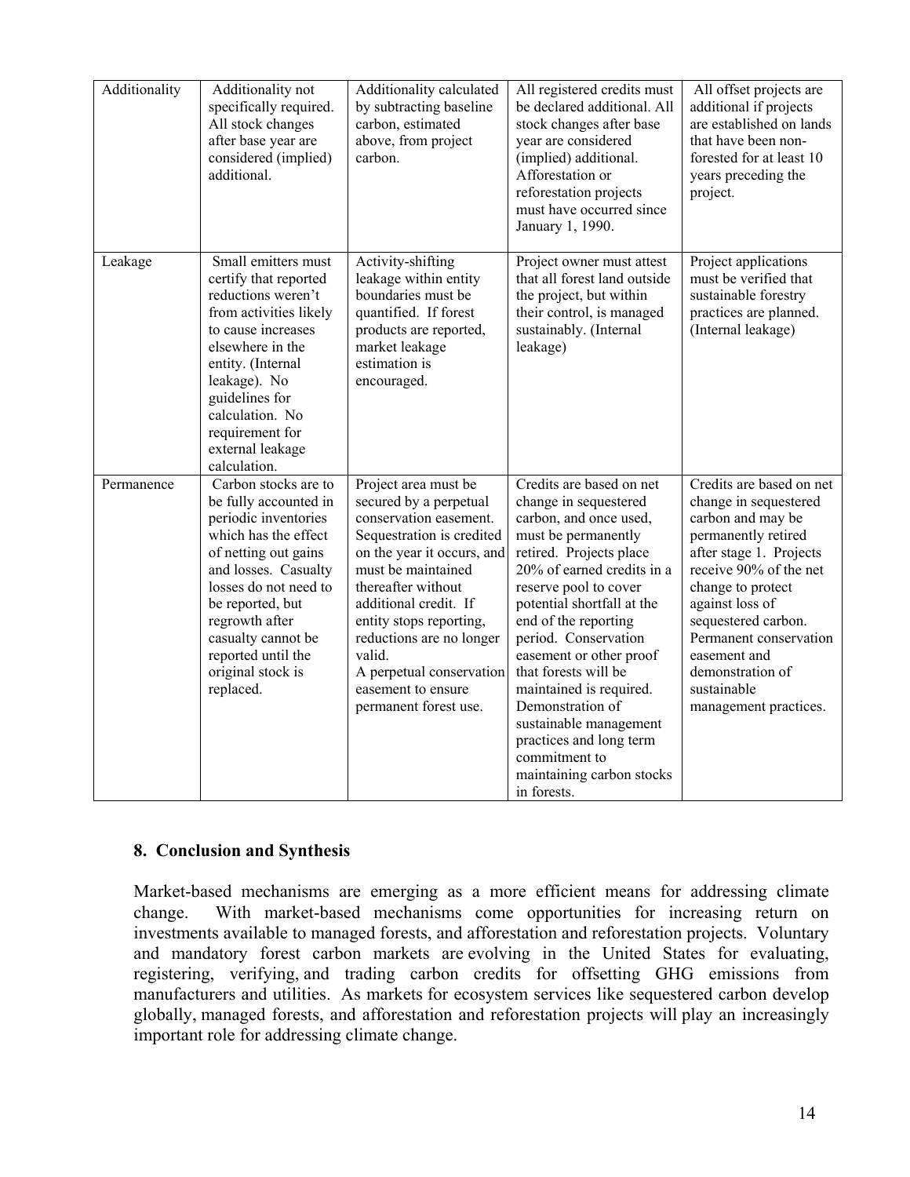| | | | | |
|---|---|---|---|---|
| Additionality | Additionality not specifically required. All stock changes after base year are considered (implied) additional. | Additionality calculated by subtracting baseline carbon, estimated above, from project carbon. | All registered credits must be declared additional. All stock changes after base year are considered (implied) additional. Afforestation or reforestation projects must have occurred since January 1, 1990. | All offset projects are additional if projects are established on lands that have been non-forested for at least 10 years preceding the project. |
| Leakage | Small emitters must certify that reported reductions weren't from activities likely to cause increases elsewhere in the entity. (Internal leakage). No guidelines for calculation. No requirement for external leakage calculation. | Activity-shifting leakage within entity boundaries must be quantified. If forest products are reported, market leakage estimation is encouraged. | Project owner must attest that all forest land outside the project, but within their control, is managed sustainably. (Internal leakage) | Project applications must be verified that sustainable forestry practices are planned. (Internal leakage) |
| Permanence | Carbon stocks are to be fully accounted in periodic inventories which has the effect of netting out gains and losses. Casualty losses do not need to be reported, but regrowth after casualty cannot be reported until the original stock is replaced. | Project area must be secured by a perpetual conservation easement. Sequestration is credited on the year it occurs, and must be maintained thereafter without additional credit. If entity stops reporting, reductions are no longer valid. A perpetual conservation easement to ensure permanent forest use. | Credits are based on net change in sequestered carbon, and once used, must be permanently retired. Projects place 20% of earned credits in a reserve pool to cover potential shortfall at the end of the reporting period. Conservation easement or other proof that forests will be maintained is required. Demonstration of sustainable management practices and long term commitment to maintaining carbon stocks in forests. | Credits are based on net change in sequestered carbon and may be permanently retired after stage 1. Projects receive 90% of the net change to protect against loss of sequestered carbon. Permanent conservation easement and demonstration of sustainable management practices. |

## 8. Conclusion and Synthesis

Market-based mechanisms are emerging as a more efficient means for addressing climate change. With market-based mechanisms come opportunities for increasing return on investments available to managed forests, and afforestation and reforestation projects. Voluntary and mandatory forest carbon markets are evolving in the United States for evaluating, registering, verifying, and trading carbon credits for offsetting GHG emissions from manufacturers and utilities. As markets for ecosystem services like sequestered carbon develop globally, managed forests, and afforestation and reforestation projects will play an increasingly important role for addressing climate change.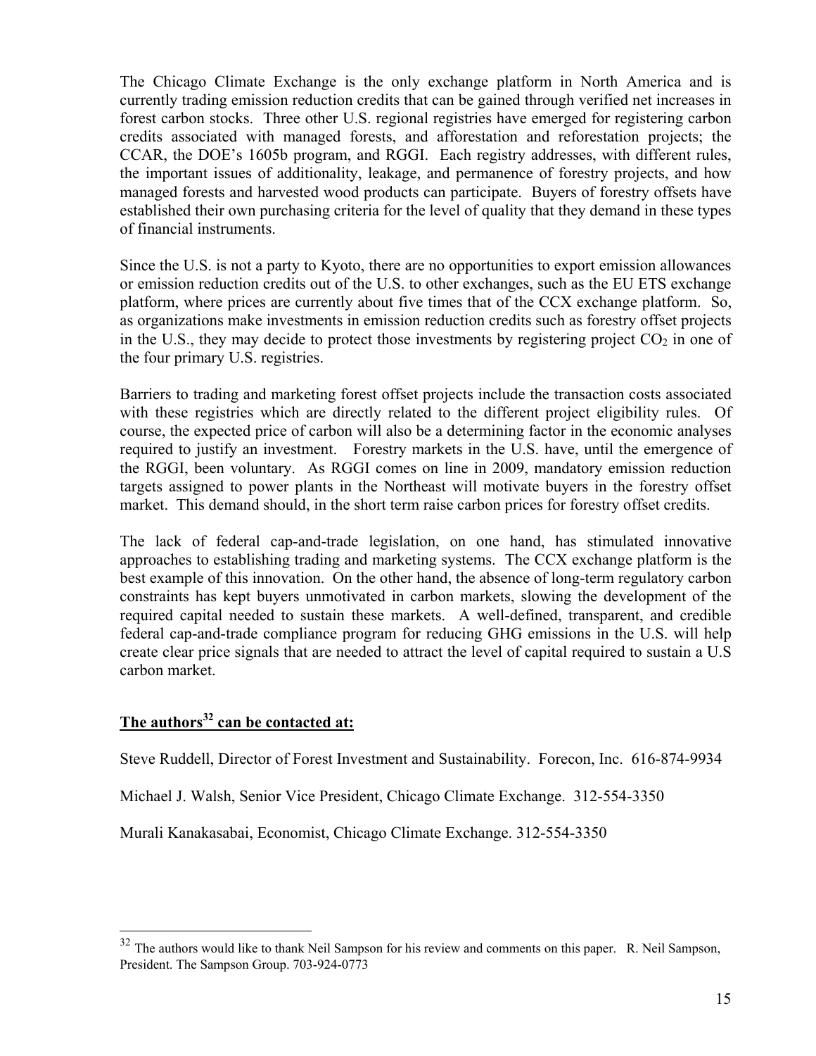The Chicago Climate Exchange is the only exchange platform in North America and is currently trading emission reduction credits that can be gained through verified net increases in forest carbon stocks. Three other U.S. regional registries have emerged for registering carbon credits associated with managed forests, and afforestation and reforestation projects; the CCAR, the DOE's 1605b program, and RGGI. Each registry addresses, with different rules, the important issues of additionality, leakage, and permanence of forestry projects, and how managed forests and harvested wood products can participate. Buyers of forestry offsets have established their own purchasing criteria for the level of quality that they demand in these types of financial instruments.

Since the U.S. is not a party to Kyoto, there are no opportunities to export emission allowances or emission reduction credits out of the U.S. to other exchanges, such as the EU ETS exchange platform, where prices are currently about five times that of the CCX exchange platform. So, as organizations make investments in emission reduction credits such as forestry offset projects in the U.S., they may decide to protect those investments by registering project $CO_2$ in one of the four primary U.S. registries.

Barriers to trading and marketing forest offset projects include the transaction costs associated with these registries which are directly related to the different project eligibility rules. Of course, the expected price of carbon will also be a determining factor in the economic analyses required to justify an investment. Forestry markets in the U.S. have, until the emergence of the RGGI, been voluntary. As RGGI comes on line in 2009, mandatory emission reduction targets assigned to power plants in the Northeast will motivate buyers in the forestry offset market. This demand should, in the short term raise carbon prices for forestry offset credits.

The lack of federal cap-and-trade legislation, on one hand, has stimulated innovative approaches to establishing trading and marketing systems. The CCX exchange platform is the best example of this innovation. On the other hand, the absence of long-term regulatory carbon constraints has kept buyers unmotivated in carbon markets, slowing the development of the required capital needed to sustain these markets. A well-defined, transparent, and credible federal cap-and-trade compliance program for reducing GHG emissions in the U.S. will help create clear price signals that are needed to attract the level of capital required to sustain a U.S carbon market.

## **The authors[32] can be contacted at:**

Steve Ruddell, Director of Forest Investment and Sustainability. Forecon, Inc. 616-874-9934

Michael J. Walsh, Senior Vice President, Chicago Climate Exchange. 312-554-3350

Murali Kanakasabai, Economist, Chicago Climate Exchange. 312-554-3350

---

[32] The authors would like to thank Neil Sampson for his review and comments on this paper. R. Neil Sampson, President. The Sampson Group. 703-924-0773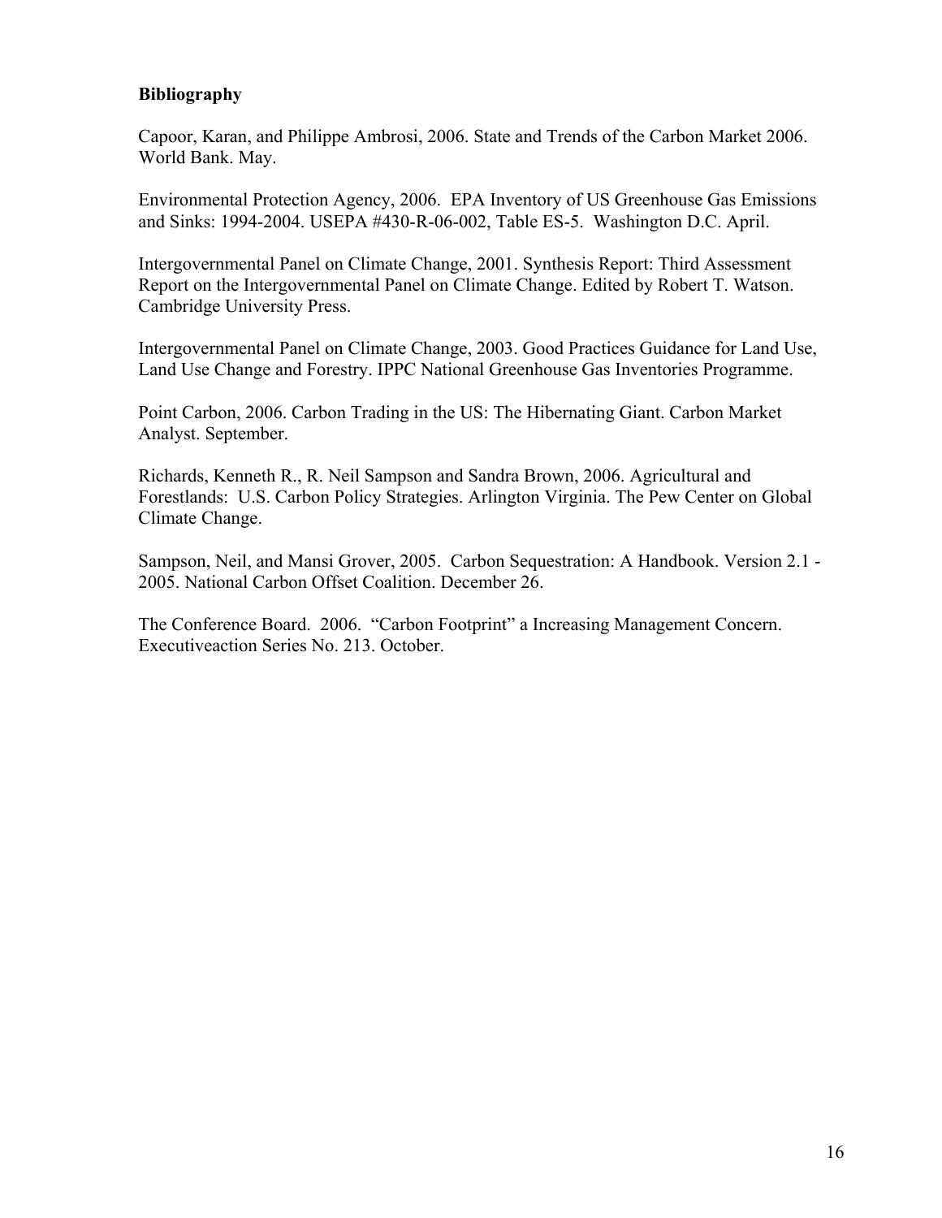**Bibliography**

Capoor, Karan, and Philippe Ambrosi, 2006. State and Trends of the Carbon Market 2006. World Bank. May.

Environmental Protection Agency, 2006. EPA Inventory of US Greenhouse Gas Emissions and Sinks: 1994-2004. USEPA #430-R-06-002, Table ES-5. Washington D.C. April.

Intergovernmental Panel on Climate Change, 2001. Synthesis Report: Third Assessment Report on the Intergovernmental Panel on Climate Change. Edited by Robert T. Watson. Cambridge University Press.

Intergovernmental Panel on Climate Change, 2003. Good Practices Guidance for Land Use, Land Use Change and Forestry. IPPC National Greenhouse Gas Inventories Programme.

Point Carbon, 2006. Carbon Trading in the US: The Hibernating Giant. Carbon Market Analyst. September.

Richards, Kenneth R., R. Neil Sampson and Sandra Brown, 2006. Agricultural and Forestlands: U.S. Carbon Policy Strategies. Arlington Virginia. The Pew Center on Global Climate Change.

Sampson, Neil, and Mansi Grover, 2005. Carbon Sequestration: A Handbook. Version 2.1 - 2005. National Carbon Offset Coalition. December 26.

The Conference Board. 2006. "Carbon Footprint" a Increasing Management Concern. Executiveaction Series No. 213. October.